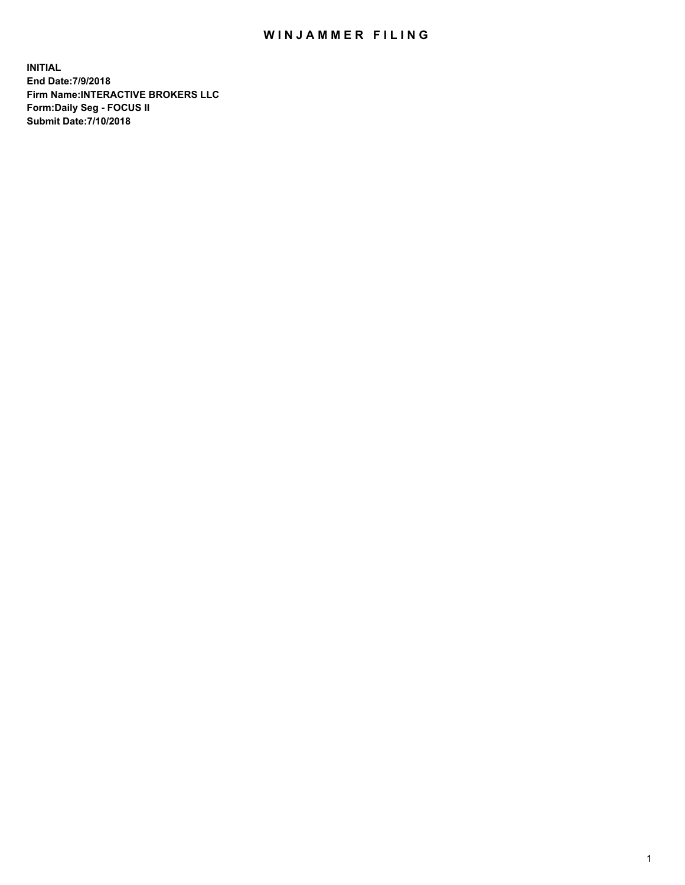# WINJAMMER FILING

**INITIAL**
**End Date:7/9/2018**
**Firm Name:INTERACTIVE BROKERS LLC**
**Form:Daily Seg - FOCUS II**
**Submit Date:7/10/2018**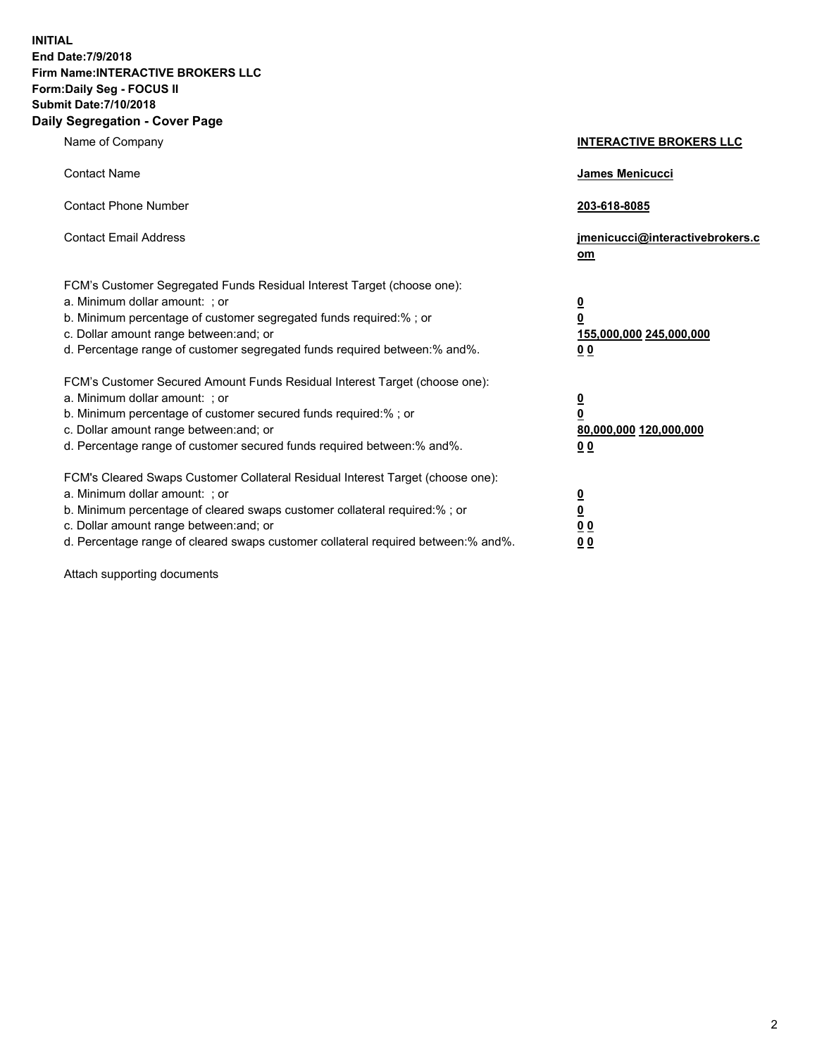**INITIAL**
**End Date:7/9/2018**
**Firm Name:INTERACTIVE BROKERS LLC**
**Form:Daily Seg - FOCUS II**
**Submit Date:7/10/2018**

## Daily Segregation - Cover Page

| | |
|---|---|
| Name of Company | **INTERACTIVE BROKERS LLC** |
| Contact Name | **James Menicucci** |
| Contact Phone Number | **203-618-8085** |
| Contact Email Address | **jmenicucci@interactivebrokers.com** |

FCM's Customer Segregated Funds Residual Interest Target (choose one):

| | |
|---|---|
| a. Minimum dollar amount: ; or | **0** |
| b. Minimum percentage of customer segregated funds required:% ; or | **0** |
| c. Dollar amount range between:and; or | **155,000,000 245,000,000** |
| d. Percentage range of customer segregated funds required between:% and%. | **0 0** |

FCM's Customer Secured Amount Funds Residual Interest Target (choose one):

| | |
|---|---|
| a. Minimum dollar amount: ; or | **0** |
| b. Minimum percentage of customer secured funds required:% ; or | **0** |
| c. Dollar amount range between:and; or | **80,000,000 120,000,000** |
| d. Percentage range of customer secured funds required between:% and%. | **0 0** |

FCM's Cleared Swaps Customer Collateral Residual Interest Target (choose one):

| | |
|---|---|
| a. Minimum dollar amount: ; or | **0** |
| b. Minimum percentage of cleared swaps customer collateral required:% ; or | **0** |
| c. Dollar amount range between:and; or | **0 0** |
| d. Percentage range of cleared swaps customer collateral required between:% and%. | **0 0** |

Attach supporting documents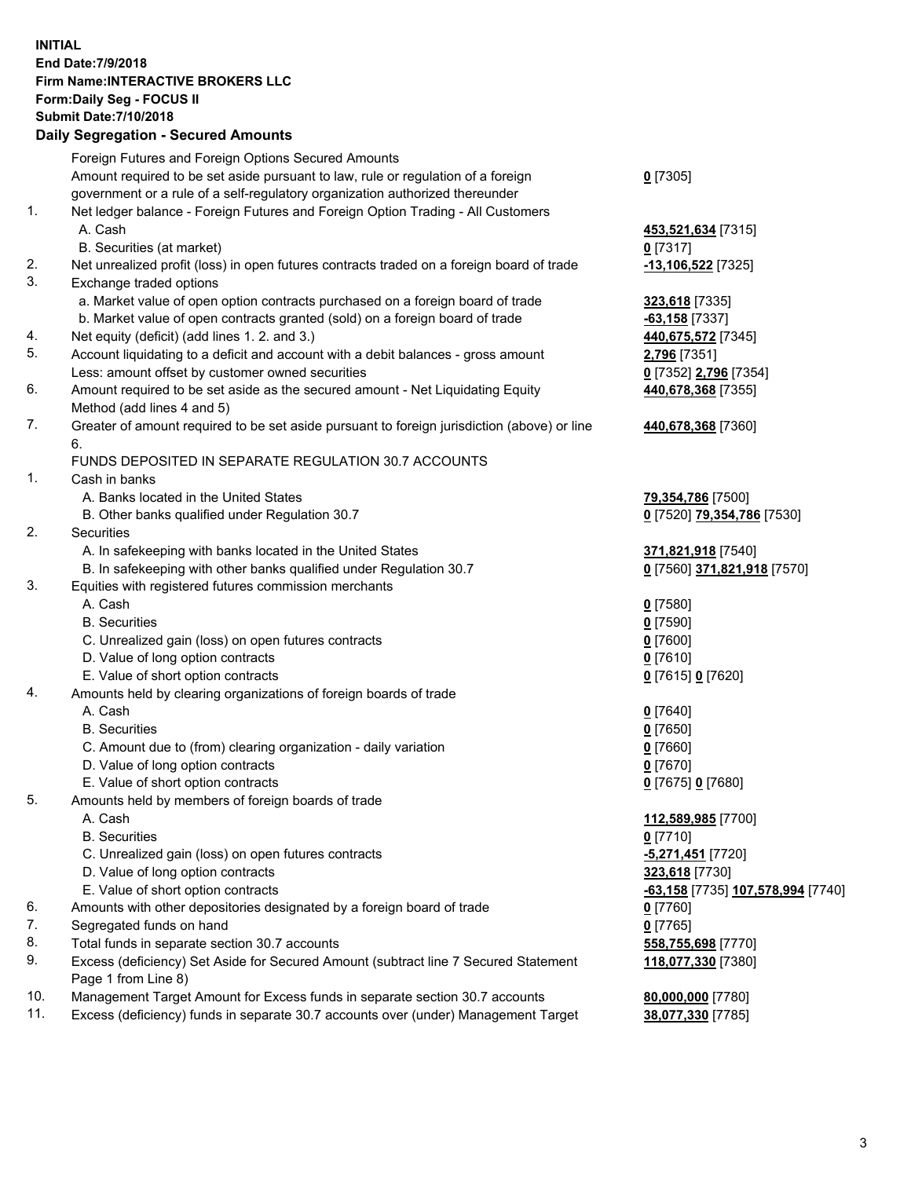**INITIAL**
**End Date:7/9/2018**
**Firm Name:INTERACTIVE BROKERS LLC**
**Form:Daily Seg - FOCUS II**
**Submit Date:7/10/2018**

## Daily Segregation - Secured Amounts

| | | |
|---|---|---|
| | Foreign Futures and Foreign Options Secured Amounts | |
| | Amount required to be set aside pursuant to law, rule or regulation of a foreign government or a rule of a self-regulatory organization authorized thereunder | **0** [7305] |
| 1. | Net ledger balance - Foreign Futures and Foreign Option Trading - All Customers | |
| | A. Cash | **453,521,634** [7315] |
| | B. Securities (at market) | **0** [7317] |
| 2. | Net unrealized profit (loss) in open futures contracts traded on a foreign board of trade | **-13,106,522** [7325] |
| 3. | Exchange traded options | |
| | a. Market value of open option contracts purchased on a foreign board of trade | **323,618** [7335] |
| | b. Market value of open contracts granted (sold) on a foreign board of trade | **-63,158** [7337] |
| 4. | Net equity (deficit) (add lines 1. 2. and 3.) | **440,675,572** [7345] |
| 5. | Account liquidating to a deficit and account with a debit balances - gross amount | **2,796** [7351] |
| | Less: amount offset by customer owned securities | **0** [7352] **2,796** [7354] |
| 6. | Amount required to be set aside as the secured amount - Net Liquidating Equity Method (add lines 4 and 5) | **440,678,368** [7355] |
| 7. | Greater of amount required to be set aside pursuant to foreign jurisdiction (above) or line 6. | **440,678,368** [7360] |
| | FUNDS DEPOSITED IN SEPARATE REGULATION 30.7 ACCOUNTS | |
| 1. | Cash in banks | |
| | A. Banks located in the United States | **79,354,786** [7500] |
| | B. Other banks qualified under Regulation 30.7 | **0** [7520] **79,354,786** [7530] |
| 2. | Securities | |
| | A. In safekeeping with banks located in the United States | **371,821,918** [7540] |
| | B. In safekeeping with other banks qualified under Regulation 30.7 | **0** [7560] **371,821,918** [7570] |
| 3. | Equities with registered futures commission merchants | |
| | A. Cash | **0** [7580] |
| | B. Securities | **0** [7590] |
| | C. Unrealized gain (loss) on open futures contracts | **0** [7600] |
| | D. Value of long option contracts | **0** [7610] |
| | E. Value of short option contracts | **0** [7615] **0** [7620] |
| 4. | Amounts held by clearing organizations of foreign boards of trade | |
| | A. Cash | **0** [7640] |
| | B. Securities | **0** [7650] |
| | C. Amount due to (from) clearing organization - daily variation | **0** [7660] |
| | D. Value of long option contracts | **0** [7670] |
| | E. Value of short option contracts | **0** [7675] **0** [7680] |
| 5. | Amounts held by members of foreign boards of trade | |
| | A. Cash | **112,589,985** [7700] |
| | B. Securities | **0** [7710] |
| | C. Unrealized gain (loss) on open futures contracts | **-5,271,451** [7720] |
| | D. Value of long option contracts | **323,618** [7730] |
| | E. Value of short option contracts | **-63,158** [7735] **107,578,994** [7740] |
| 6. | Amounts with other depositories designated by a foreign board of trade | **0** [7760] |
| 7. | Segregated funds on hand | **0** [7765] |
| 8. | Total funds in separate section 30.7 accounts | **558,755,698** [7770] |
| 9. | Excess (deficiency) Set Aside for Secured Amount (subtract line 7 Secured Statement Page 1 from Line 8) | **118,077,330** [7380] |
| 10. | Management Target Amount for Excess funds in separate section 30.7 accounts | **80,000,000** [7780] |
| 11. | Excess (deficiency) funds in separate 30.7 accounts over (under) Management Target | **38,077,330** [7785] |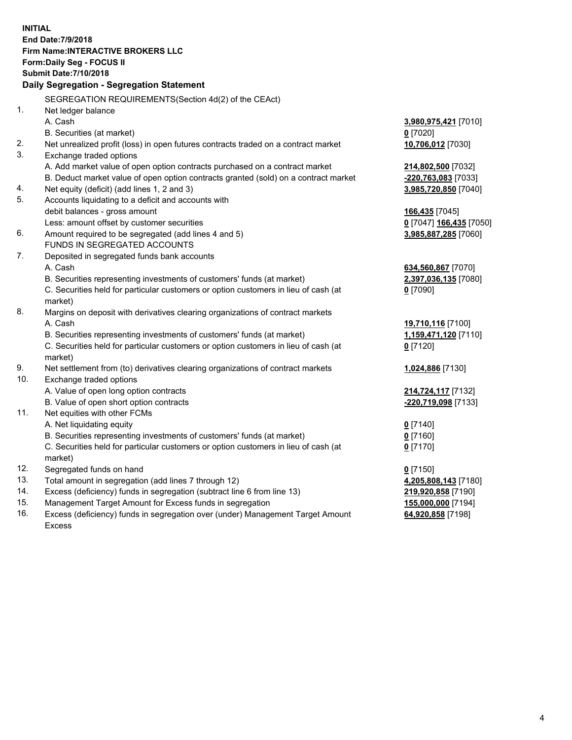**INITIAL**
**End Date:7/9/2018**
**Firm Name:INTERACTIVE BROKERS LLC**
**Form:Daily Seg - FOCUS II**
**Submit Date:7/10/2018**

**Daily Segregation - Segregation Statement**

SEGREGATION REQUIREMENTS(Section 4d(2) of the CEAct)

| | | |
|---|---|---|
| 1. | Net ledger balance | |
| | A. Cash | **3,980,975,421** [7010] |
| | B. Securities (at market) | **0** [7020] |
| 2. | Net unrealized profit (loss) in open futures contracts traded on a contract market | **10,706,012** [7030] |
| 3. | Exchange traded options | |
| | A. Add market value of open option contracts purchased on a contract market | **214,802,500** [7032] |
| | B. Deduct market value of open option contracts granted (sold) on a contract market | **-220,763,083** [7033] |
| 4. | Net equity (deficit) (add lines 1, 2 and 3) | **3,985,720,850** [7040] |
| 5. | Accounts liquidating to a deficit and accounts with | |
| | debit balances - gross amount | **166,435** [7045] |
| | Less: amount offset by customer securities | **0** [7047] **166,435** [7050] |
| 6. | Amount required to be segregated (add lines 4 and 5) | **3,985,887,285** [7060] |
| | FUNDS IN SEGREGATED ACCOUNTS | |
| 7. | Deposited in segregated funds bank accounts | |
| | A. Cash | **634,560,867** [7070] |
| | B. Securities representing investments of customers' funds (at market) | **2,397,036,135** [7080] |
| | C. Securities held for particular customers or option customers in lieu of cash (at market) | **0** [7090] |
| 8. | Margins on deposit with derivatives clearing organizations of contract markets | |
| | A. Cash | **19,710,116** [7100] |
| | B. Securities representing investments of customers' funds (at market) | **1,159,471,120** [7110] |
| | C. Securities held for particular customers or option customers in lieu of cash (at market) | **0** [7120] |
| 9. | Net settlement from (to) derivatives clearing organizations of contract markets | **1,024,886** [7130] |
| 10. | Exchange traded options | |
| | A. Value of open long option contracts | **214,724,117** [7132] |
| | B. Value of open short option contracts | **-220,719,098** [7133] |
| 11. | Net equities with other FCMs | |
| | A. Net liquidating equity | **0** [7140] |
| | B. Securities representing investments of customers' funds (at market) | **0** [7160] |
| | C. Securities held for particular customers or option customers in lieu of cash (at market) | **0** [7170] |
| 12. | Segregated funds on hand | **0** [7150] |
| 13. | Total amount in segregation (add lines 7 through 12) | **4,205,808,143** [7180] |
| 14. | Excess (deficiency) funds in segregation (subtract line 6 from line 13) | **219,920,858** [7190] |
| 15. | Management Target Amount for Excess funds in segregation | **155,000,000** [7194] |
| 16. | Excess (deficiency) funds in segregation over (under) Management Target Amount Excess | **64,920,858** [7198] |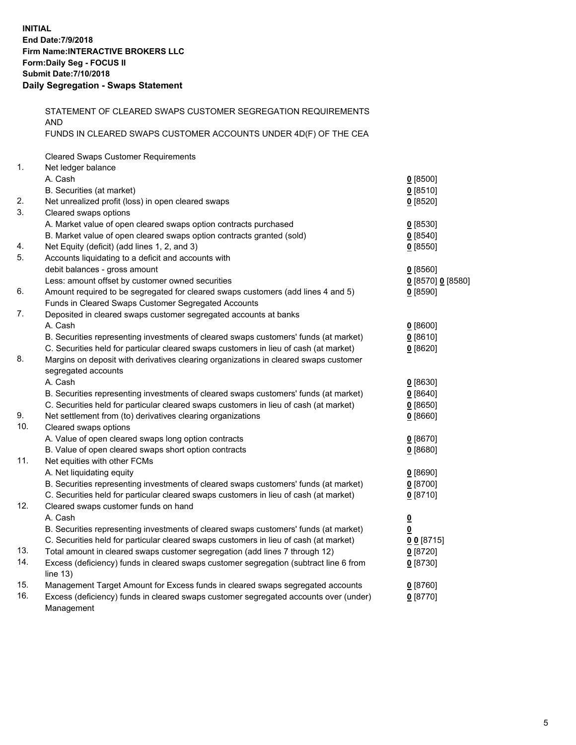**INITIAL**
**End Date:7/9/2018**
**Firm Name:INTERACTIVE BROKERS LLC**
**Form:Daily Seg - FOCUS II**
**Submit Date:7/10/2018**
**Daily Segregation - Swaps Statement**

STATEMENT OF CLEARED SWAPS CUSTOMER SEGREGATION REQUIREMENTS AND FUNDS IN CLEARED SWAPS CUSTOMER ACCOUNTS UNDER 4D(F) OF THE CEA

| | | |
|---|---|---|
| | Cleared Swaps Customer Requirements | |
| 1. | Net ledger balance | |
| | A. Cash | 0 [8500] |
| | B. Securities (at market) | 0 [8510] |
| 2. | Net unrealized profit (loss) in open cleared swaps | 0 [8520] |
| 3. | Cleared swaps options | |
| | A. Market value of open cleared swaps option contracts purchased | 0 [8530] |
| | B. Market value of open cleared swaps option contracts granted (sold) | 0 [8540] |
| 4. | Net Equity (deficit) (add lines 1, 2, and 3) | 0 [8550] |
| 5. | Accounts liquidating to a deficit and accounts with debit balances - gross amount | 0 [8560] |
| | Less: amount offset by customer owned securities | 0 [8570] 0 [8580] |
| 6. | Amount required to be segregated for cleared swaps customers (add lines 4 and 5) | 0 [8590] |
| | Funds in Cleared Swaps Customer Segregated Accounts | |
| 7. | Deposited in cleared swaps customer segregated accounts at banks | |
| | A. Cash | 0 [8600] |
| | B. Securities representing investments of cleared swaps customers' funds (at market) | 0 [8610] |
| | C. Securities held for particular cleared swaps customers in lieu of cash (at market) | 0 [8620] |
| 8. | Margins on deposit with derivatives clearing organizations in cleared swaps customer segregated accounts | |
| | A. Cash | 0 [8630] |
| | B. Securities representing investments of cleared swaps customers' funds (at market) | 0 [8640] |
| | C. Securities held for particular cleared swaps customers in lieu of cash (at market) | 0 [8650] |
| 9. | Net settlement from (to) derivatives clearing organizations | 0 [8660] |
| 10. | Cleared swaps options | |
| | A. Value of open cleared swaps long option contracts | 0 [8670] |
| | B. Value of open cleared swaps short option contracts | 0 [8680] |
| 11. | Net equities with other FCMs | |
| | A. Net liquidating equity | 0 [8690] |
| | B. Securities representing investments of cleared swaps customers' funds (at market) | 0 [8700] |
| | C. Securities held for particular cleared swaps customers in lieu of cash (at market) | 0 [8710] |
| 12. | Cleared swaps customer funds on hand | |
| | A. Cash | 0 |
| | B. Securities representing investments of cleared swaps customers' funds (at market) | 0 |
| | C. Securities held for particular cleared swaps customers in lieu of cash (at market) | 0 0 [8715] |
| 13. | Total amount in cleared swaps customer segregation (add lines 7 through 12) | 0 [8720] |
| 14. | Excess (deficiency) funds in cleared swaps customer segregation (subtract line 6 from line 13) | 0 [8730] |
| 15. | Management Target Amount for Excess funds in cleared swaps segregated accounts | 0 [8760] |
| 16. | Excess (deficiency) funds in cleared swaps customer segregated accounts over (under) Management | 0 [8770] |